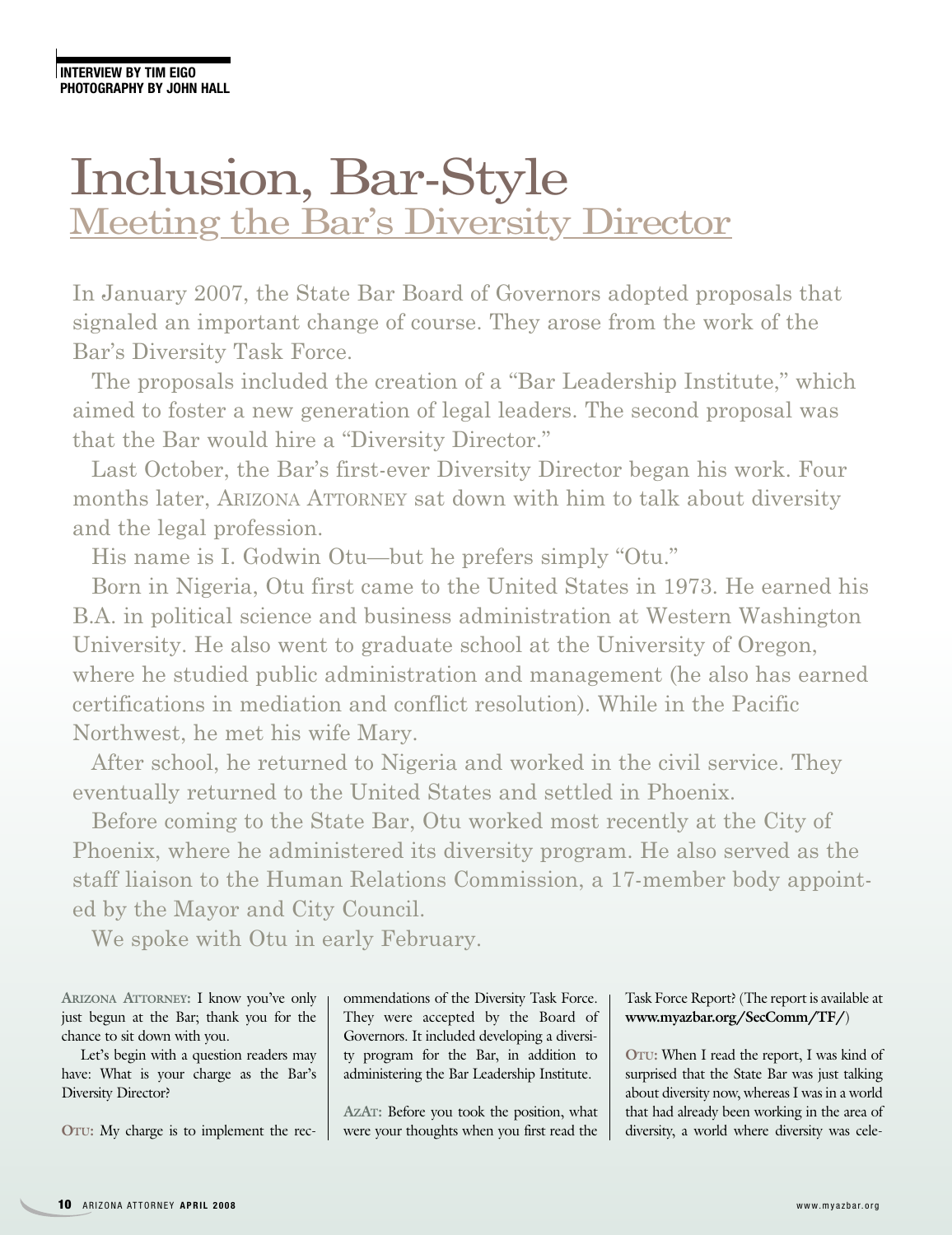**INTERVIEW BY TIM EIGO**
**PHOTOGRAPHY BY JOHN HALL**

# Inclusion, Bar-Style
## Meeting the Bar's Diversity Director

In January 2007, the State Bar Board of Governors adopted proposals that signaled an important change of course. They arose from the work of the Bar's Diversity Task Force.

The proposals included the creation of a "Bar Leadership Institute," which aimed to foster a new generation of legal leaders. The second proposal was that the Bar would hire a "Diversity Director."

Last October, the Bar's first-ever Diversity Director began his work. Four months later, ARIZONA ATTORNEY sat down with him to talk about diversity and the legal profession.

His name is I. Godwin Otu—but he prefers simply "Otu."

Born in Nigeria, Otu first came to the United States in 1973. He earned his B.A. in political science and business administration at Western Washington University. He also went to graduate school at the University of Oregon, where he studied public administration and management (he also has earned certifications in mediation and conflict resolution). While in the Pacific Northwest, he met his wife Mary.

After school, he returned to Nigeria and worked in the civil service. They eventually returned to the United States and settled in Phoenix.

Before coming to the State Bar, Otu worked most recently at the City of Phoenix, where he administered its diversity program. He also served as the staff liaison to the Human Relations Commission, a 17-member body appointed by the Mayor and City Council.

We spoke with Otu in early February.

**ARIZONA ATTORNEY:** I know you've only just begun at the Bar; thank you for the chance to sit down with you.

Let's begin with a question readers may have: What is your charge as the Bar's Diversity Director?

**OTU:** My charge is to implement the recommendations of the Diversity Task Force. They were accepted by the Board of Governors. It included developing a diversity program for the Bar, in addition to administering the Bar Leadership Institute.

**AZAT:** Before you took the position, what were your thoughts when you first read the Task Force Report? (The report is available at **www.myazbar.org/SecComm/TF/**)

**OTU:** When I read the report, I was kind of surprised that the State Bar was just talking about diversity now, whereas I was in a world that had already been working in the area of diversity, a world where diversity was cele-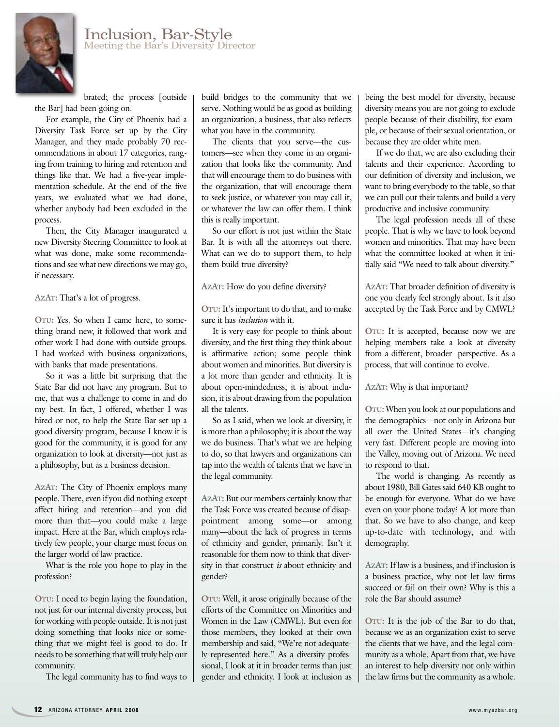# Inclusion, Bar-Style

Meeting the Bar's Diversity Director

brated; the process [outside the Bar] had been going on.

For example, the City of Phoenix had a Diversity Task Force set up by the City Manager, and they made probably 70 recommendations in about 17 categories, ranging from training to hiring and retention and things like that. We had a five-year implementation schedule. At the end of the five years, we evaluated what we had done, whether anybody had been excluded in the process.

Then, the City Manager inaugurated a new Diversity Steering Committee to look at what was done, make some recommendations and see what new directions we may go, if necessary.

**AzAt:** That's a lot of progress.

**Otu:** Yes. So when I came here, to something brand new, it followed that work and other work I had done with outside groups. I had worked with business organizations, with banks that made presentations.

So it was a little bit surprising that the State Bar did not have any program. But to me, that was a challenge to come in and do my best. In fact, I offered, whether I was hired or not, to help the State Bar set up a good diversity program, because I know it is good for the community, it is good for any organization to look at diversity—not just as a philosophy, but as a business decision.

**AzAt:** The City of Phoenix employs many people. There, even if you did nothing except affect hiring and retention—and you did more than that—you could make a large impact. Here at the Bar, which employs relatively few people, your charge must focus on the larger world of law practice.

What is the role you hope to play in the profession?

**Otu:** I need to begin laying the foundation, not just for our internal diversity process, but for working with people outside. It is not just doing something that looks nice or something that we might feel is good to do. It needs to be something that will truly help our community.

The legal community has to find ways to build bridges to the community that we serve. Nothing would be as good as building an organization, a business, that also reflects what you have in the community.

The clients that you serve—the customers—see when they come in an organization that looks like the community. And that will encourage them to do business with the organization, that will encourage them to seek justice, or whatever you may call it, or whatever the law can offer them. I think this is really important.

So our effort is not just within the State Bar. It is with all the attorneys out there. What can we do to support them, to help them build true diversity?

**AzAt:** How do you define diversity?

**Otu:** It's important to do that, and to make sure it has *inclusion* with it.

It is very easy for people to think about diversity, and the first thing they think about is affirmative action; some people think about women and minorities. But diversity is a lot more than gender and ethnicity. It is about open-mindedness, it is about inclusion, it is about drawing from the population all the talents.

So as I said, when we look at diversity, it is more than a philosophy; it is about the way we do business. That's what we are helping to do, so that lawyers and organizations can tap into the wealth of talents that we have in the legal community.

**AzAt:** But our members certainly know that the Task Force was created because of disappointment among some—or among many—about the lack of progress in terms of ethnicity and gender, primarily. Isn't it reasonable for them now to think that diversity in that construct *is* about ethnicity and gender?

**Otu:** Well, it arose originally because of the efforts of the Committee on Minorities and Women in the Law (CMWL). But even for those members, they looked at their own membership and said, "We're not adequately represented here." As a diversity professional, I look at it in broader terms than just gender and ethnicity. I look at inclusion as being the best model for diversity, because diversity means you are not going to exclude people because of their disability, for example, or because of their sexual orientation, or because they are older white men.

If we do that, we are also excluding their talents and their experience. According to our definition of diversity and inclusion, we want to bring everybody to the table, so that we can pull out their talents and build a very productive and inclusive community.

The legal profession needs all of these people. That is why we have to look beyond women and minorities. That may have been what the committee looked at when it initially said "We need to talk about diversity."

**AzAt:** That broader definition of diversity is one you clearly feel strongly about. Is it also accepted by the Task Force and by CMWL?

**Otu:** It is accepted, because now we are helping members take a look at diversity from a different, broader perspective. As a process, that will continue to evolve.

**AzAt:** Why is that important?

**Otu:** When you look at our populations and the demographics—not only in Arizona but all over the United States—it's changing very fast. Different people are moving into the Valley, moving out of Arizona. We need to respond to that.

The world is changing. As recently as about 1980, Bill Gates said 640 KB ought to be enough for everyone. What do we have even on your phone today? A lot more than that. So we have to also change, and keep up-to-date with technology, and with demography.

**AzAt:** If law is a business, and if inclusion is a business practice, why not let law firms succeed or fail on their own? Why is this a role the Bar should assume?

**Otu:** It is the job of the Bar to do that, because we as an organization exist to serve the clients that we have, and the legal community as a whole. Apart from that, we have an interest to help diversity not only within the law firms but the community as a whole.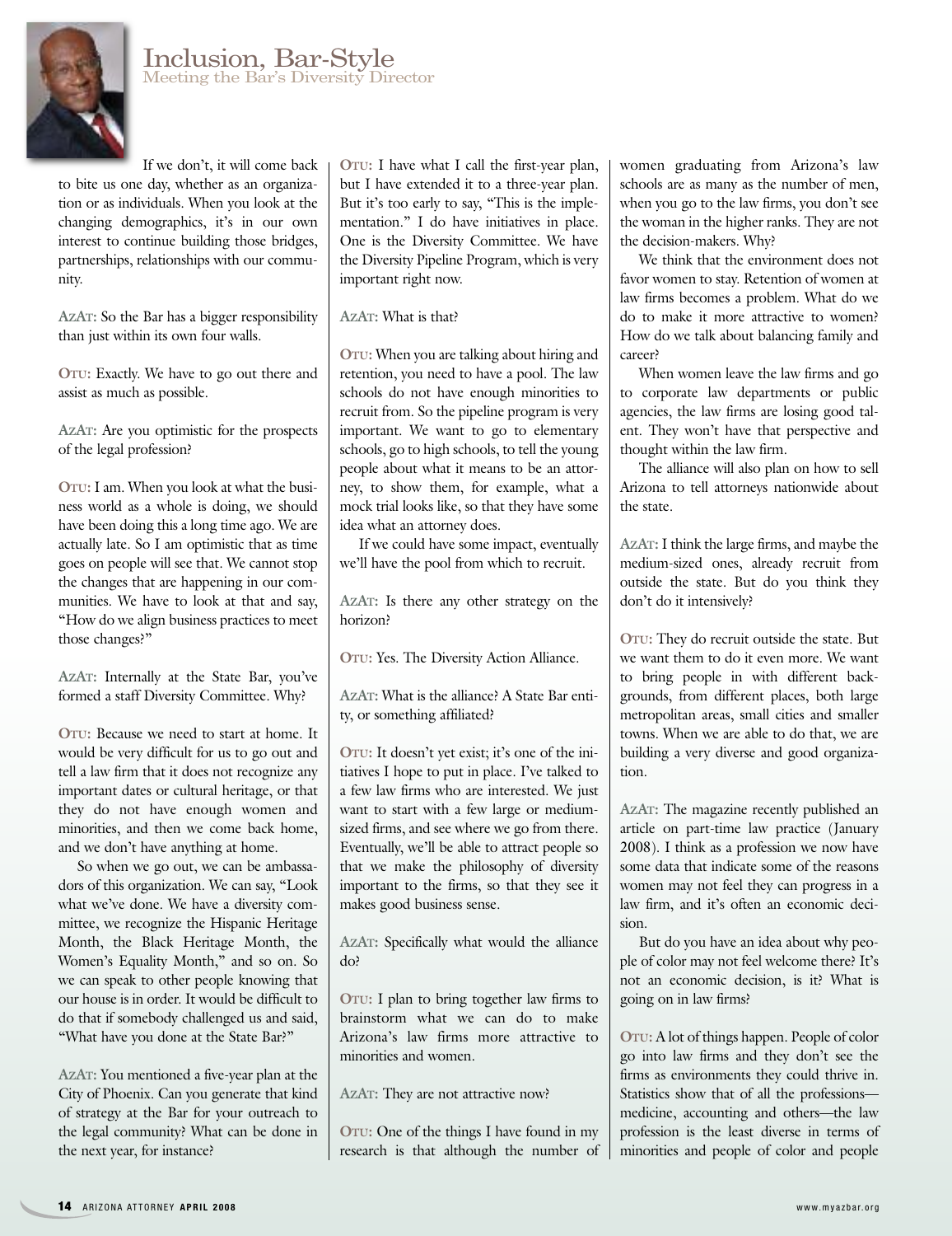# Inclusion, Bar-Style

## Meeting the Bar's Diversity Director

If we don't, it will come back to bite us one day, whether as an organization or as individuals. When you look at the changing demographics, it's in our own interest to continue building those bridges, partnerships, relationships with our community.

**AzAt:** So the Bar has a bigger responsibility than just within its own four walls.

**Otu:** Exactly. We have to go out there and assist as much as possible.

**AzAt:** Are you optimistic for the prospects of the legal profession?

**Otu:** I am. When you look at what the business world as a whole is doing, we should have been doing this a long time ago. We are actually late. So I am optimistic that as time goes on people will see that. We cannot stop the changes that are happening in our communities. We have to look at that and say, "How do we align business practices to meet those changes?"

**AzAt:** Internally at the State Bar, you've formed a staff Diversity Committee. Why?

**Otu:** Because we need to start at home. It would be very difficult for us to go out and tell a law firm that it does not recognize any important dates or cultural heritage, or that they do not have enough women and minorities, and then we come back home, and we don't have anything at home.

So when we go out, we can be ambassadors of this organization. We can say, "Look what we've done. We have a diversity committee, we recognize the Hispanic Heritage Month, the Black Heritage Month, the Women's Equality Month," and so on. So we can speak to other people knowing that our house is in order. It would be difficult to do that if somebody challenged us and said, "What have you done at the State Bar?"

**AzAt:** You mentioned a five-year plan at the City of Phoenix. Can you generate that kind of strategy at the Bar for your outreach to the legal community? What can be done in the next year, for instance?

**Otu:** I have what I call the first-year plan, but I have extended it to a three-year plan. But it's too early to say, "This is the implementation." I do have initiatives in place. One is the Diversity Committee. We have the Diversity Pipeline Program, which is very important right now.

**AzAt:** What is that?

**Otu:** When you are talking about hiring and retention, you need to have a pool. The law schools do not have enough minorities to recruit from. So the pipeline program is very important. We want to go to elementary schools, go to high schools, to tell the young people about what it means to be an attorney, to show them, for example, what a mock trial looks like, so that they have some idea what an attorney does.

If we could have some impact, eventually we'll have the pool from which to recruit.

**AzAt:** Is there any other strategy on the horizon?

**Otu:** Yes. The Diversity Action Alliance.

**AzAt:** What is the alliance? A State Bar entity, or something affiliated?

**Otu:** It doesn't yet exist; it's one of the initiatives I hope to put in place. I've talked to a few law firms who are interested. We just want to start with a few large or medium-sized firms, and see where we go from there. Eventually, we'll be able to attract people so that we make the philosophy of diversity important to the firms, so that they see it makes good business sense.

**AzAt:** Specifically what would the alliance do?

**Otu:** I plan to bring together law firms to brainstorm what we can do to make Arizona's law firms more attractive to minorities and women.

**AzAt:** They are not attractive now?

**Otu:** One of the things I have found in my research is that although the number of women graduating from Arizona's law schools are as many as the number of men, when you go to the law firms, you don't see the woman in the higher ranks. They are not the decision-makers. Why?

We think that the environment does not favor women to stay. Retention of women at law firms becomes a problem. What do we do to make it more attractive to women? How do we talk about balancing family and career?

When women leave the law firms and go to corporate law departments or public agencies, the law firms are losing good talent. They won't have that perspective and thought within the law firm.

The alliance will also plan on how to sell Arizona to tell attorneys nationwide about the state.

**AzAt:** I think the large firms, and maybe the medium-sized ones, already recruit from outside the state. But do you think they don't do it intensively?

**Otu:** They do recruit outside the state. But we want them to do it even more. We want to bring people in with different backgrounds, from different places, both large metropolitan areas, small cities and smaller towns. When we are able to do that, we are building a very diverse and good organization.

**AzAt:** The magazine recently published an article on part-time law practice (January 2008). I think as a profession we now have some data that indicate some of the reasons women may not feel they can progress in a law firm, and it's often an economic decision.

But do you have an idea about why people of color may not feel welcome there? It's not an economic decision, is it? What is going on in law firms?

**Otu:** A lot of things happen. People of color go into law firms and they don't see the firms as environments they could thrive in. Statistics show that of all the professions—medicine, accounting and others—the law profession is the least diverse in terms of minorities and people of color and people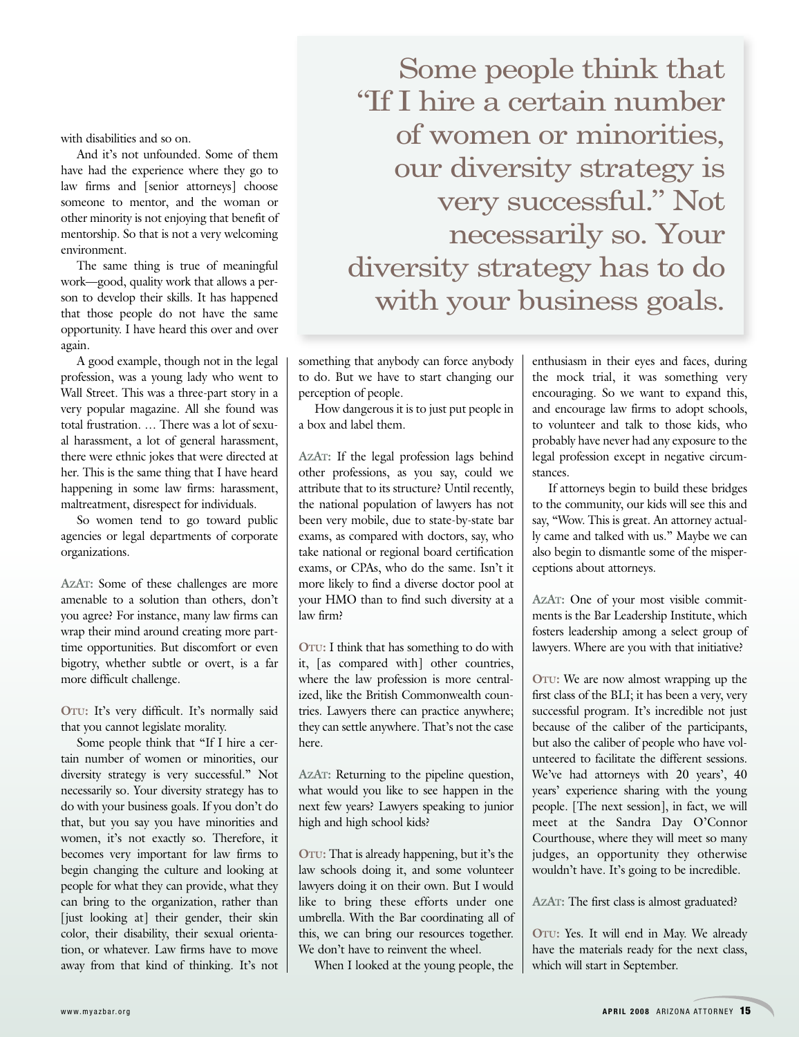with disabilities and so on.

And it's not unfounded. Some of them have had the experience where they go to law firms and [senior attorneys] choose someone to mentor, and the woman or other minority is not enjoying that benefit of mentorship. So that is not a very welcoming environment.

The same thing is true of meaningful work—good, quality work that allows a person to develop their skills. It has happened that those people do not have the same opportunity. I have heard this over and over again.

A good example, though not in the legal profession, was a young lady who went to Wall Street. This was a three-part story in a very popular magazine. All she found was total frustration. … There was a lot of sexual harassment, a lot of general harassment, there were ethnic jokes that were directed at her. This is the same thing that I have heard happening in some law firms: harassment, maltreatment, disrespect for individuals.

So women tend to go toward public agencies or legal departments of corporate organizations.

**AzAt:** Some of these challenges are more amenable to a solution than others, don't you agree? For instance, many law firms can wrap their mind around creating more part-time opportunities. But discomfort or even bigotry, whether subtle or overt, is a far more difficult challenge.

**Otu:** It's very difficult. It's normally said that you cannot legislate morality.

Some people think that "If I hire a certain number of women or minorities, our diversity strategy is very successful." Not necessarily so. Your diversity strategy has to do with your business goals. If you don't do that, but you say you have minorities and women, it's not exactly so. Therefore, it becomes very important for law firms to begin changing the culture and looking at people for what they can provide, what they can bring to the organization, rather than [just looking at] their gender, their skin color, their disability, their sexual orientation, or whatever. Law firms have to move away from that kind of thinking. It's not something that anybody can force anybody to do. But we have to start changing our perception of people.

How dangerous it is to just put people in a box and label them.

> Some people think that "If I hire a certain number of women or minorities, our diversity strategy is very successful." Not necessarily so. Your diversity strategy has to do with your business goals.

**AzAt:** If the legal profession lags behind other professions, as you say, could we attribute that to its structure? Until recently, the national population of lawyers has not been very mobile, due to state-by-state bar exams, as compared with doctors, say, who take national or regional board certification exams, or CPAs, who do the same. Isn't it more likely to find a diverse doctor pool at your HMO than to find such diversity at a law firm?

**Otu:** I think that has something to do with it, [as compared with] other countries, where the law profession is more centralized, like the British Commonwealth countries. Lawyers there can practice anywhere; they can settle anywhere. That's not the case here.

**AzAt:** Returning to the pipeline question, what would you like to see happen in the next few years? Lawyers speaking to junior high and high school kids?

**Otu:** That is already happening, but it's the law schools doing it, and some volunteer lawyers doing it on their own. But I would like to bring these efforts under one umbrella. With the Bar coordinating all of this, we can bring our resources together. We don't have to reinvent the wheel.

When I looked at the young people, the enthusiasm in their eyes and faces, during the mock trial, it was something very encouraging. So we want to expand this, and encourage law firms to adopt schools, to volunteer and talk to those kids, who probably have never had any exposure to the legal profession except in negative circumstances.

If attorneys begin to build these bridges to the community, our kids will see this and say, "Wow. This is great. An attorney actually came and talked with us." Maybe we can also begin to dismantle some of the misperceptions about attorneys.

**AzAt:** One of your most visible commitments is the Bar Leadership Institute, which fosters leadership among a select group of lawyers. Where are you with that initiative?

**Otu:** We are now almost wrapping up the first class of the BLI; it has been a very, very successful program. It's incredible not just because of the caliber of the participants, but also the caliber of people who have volunteered to facilitate the different sessions. We've had attorneys with 20 years', 40 years' experience sharing with the young people. [The next session], in fact, we will meet at the Sandra Day O'Connor Courthouse, where they will meet so many judges, an opportunity they otherwise wouldn't have. It's going to be incredible.

**AzAt:** The first class is almost graduated?

**Otu:** Yes. It will end in May. We already have the materials ready for the next class, which will start in September.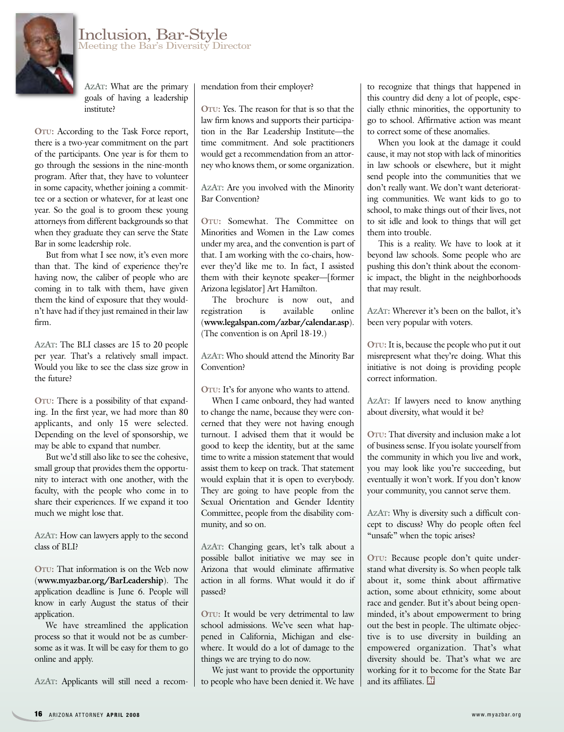# Inclusion, Bar-Style

## Meeting the Bar's Diversity Director

**AZAT:** What are the primary goals of having a leadership institute?

**OTU:** According to the Task Force report, there is a two-year commitment on the part of the participants. One year is for them to go through the sessions in the nine-month program. After that, they have to volunteer in some capacity, whether joining a committee or a section or whatever, for at least one year. So the goal is to groom these young attorneys from different backgrounds so that when they graduate they can serve the State Bar in some leadership role.

But from what I see now, it's even more than that. The kind of experience they're having now, the caliber of people who are coming in to talk with them, have given them the kind of exposure that they wouldn't have had if they just remained in their law firm.

**AZAT:** The BLI classes are 15 to 20 people per year. That's a relatively small impact. Would you like to see the class size grow in the future?

**OTU:** There is a possibility of that expanding. In the first year, we had more than 80 applicants, and only 15 were selected. Depending on the level of sponsorship, we may be able to expand that number.

But we'd still also like to see the cohesive, small group that provides them the opportunity to interact with one another, with the faculty, with the people who come in to share their experiences. If we expand it too much we might lose that.

**AZAT:** How can lawyers apply to the second class of BLI?

**OTU:** That information is on the Web now (**www.myazbar.org/BarLeadership**). The application deadline is June 6. People will know in early August the status of their application.

We have streamlined the application process so that it would not be as cumbersome as it was. It will be easy for them to go online and apply.

**AZAT:** Applicants will still need a recommendation from their employer?

**OTU:** Yes. The reason for that is so that the law firm knows and supports their participation in the Bar Leadership Institute—the time commitment. And sole practitioners would get a recommendation from an attorney who knows them, or some organization.

**AZAT:** Are you involved with the Minority Bar Convention?

**OTU:** Somewhat. The Committee on Minorities and Women in the Law comes under my area, and the convention is part of that. I am working with the co-chairs, however they'd like me to. In fact, I assisted them with their keynote speaker—[former Arizona legislator] Art Hamilton.

The brochure is now out, and registration is available online (**www.legalspan.com/azbar/calendar.asp**). (The convention is on April 18-19.)

**AZAT:** Who should attend the Minority Bar Convention?

**OTU:** It's for anyone who wants to attend.

When I came onboard, they had wanted to change the name, because they were concerned that they were not having enough turnout. I advised them that it would be good to keep the identity, but at the same time to write a mission statement that would assist them to keep on track. That statement would explain that it is open to everybody. They are going to have people from the Sexual Orientation and Gender Identity Committee, people from the disability community, and so on.

**AZAT:** Changing gears, let's talk about a possible ballot initiative we may see in Arizona that would eliminate affirmative action in all forms. What would it do if passed?

**OTU:** It would be very detrimental to law school admissions. We've seen what happened in California, Michigan and elsewhere. It would do a lot of damage to the things we are trying to do now.

We just want to provide the opportunity to people who have been denied it. We have to recognize that things that happened in this country did deny a lot of people, especially ethnic minorities, the opportunity to go to school. Affirmative action was meant to correct some of these anomalies.

When you look at the damage it could cause, it may not stop with lack of minorities in law schools or elsewhere, but it might send people into the communities that we don't really want. We don't want deteriorating communities. We want kids to go to school, to make things out of their lives, not to sit idle and look to things that will get them into trouble.

This is a reality. We have to look at it beyond law schools. Some people who are pushing this don't think about the economic impact, the blight in the neighborhoods that may result.

**AZAT:** Wherever it's been on the ballot, it's been very popular with voters.

**OTU:** It is, because the people who put it out misrepresent what they're doing. What this initiative is not doing is providing people correct information.

**AZAT:** If lawyers need to know anything about diversity, what would it be?

**OTU:** That diversity and inclusion make a lot of business sense. If you isolate yourself from the community in which you live and work, you may look like you're succeeding, but eventually it won't work. If you don't know your community, you cannot serve them.

**AZAT:** Why is diversity such a difficult concept to discuss? Why do people often feel "unsafe" when the topic arises?

**OTU:** Because people don't quite understand what diversity is. So when people talk about it, some think about affirmative action, some about ethnicity, some about race and gender. But it's about being open-minded, it's about empowerment to bring out the best in people. The ultimate objective is to use diversity in building an empowered organization. That's what diversity should be. That's what we are working for it to become for the State Bar and its affiliates.